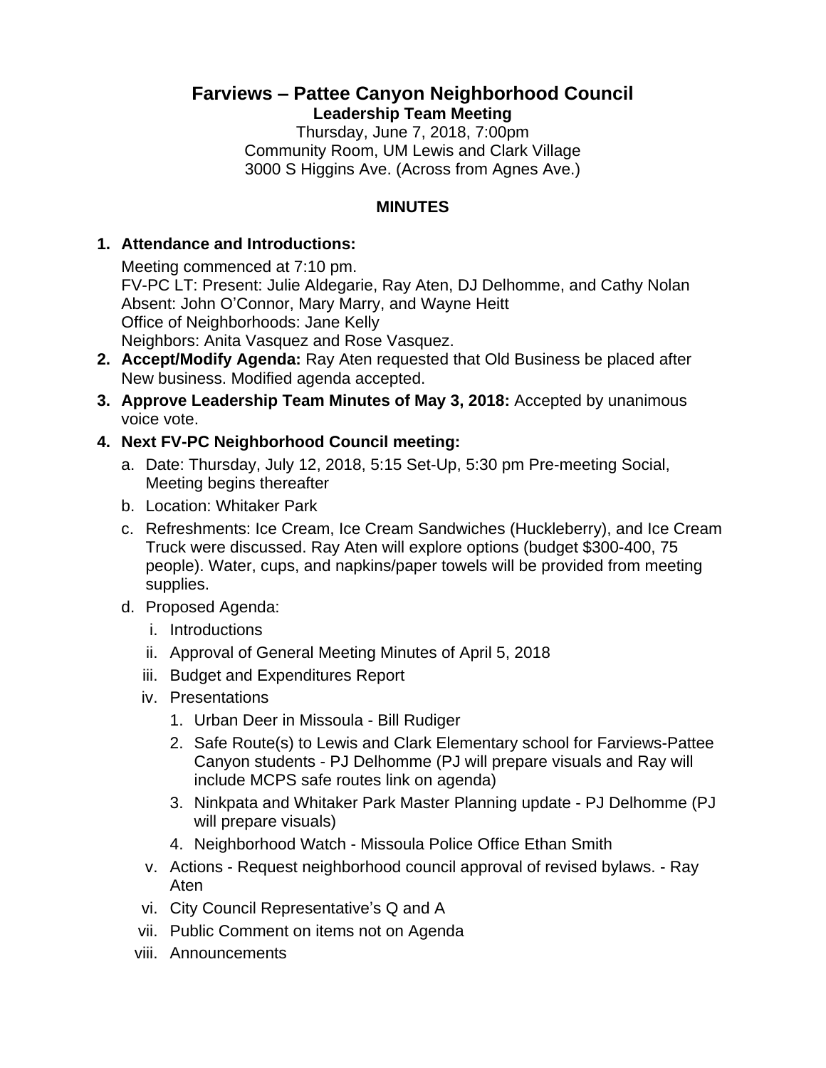# Farviews – Pattee Canyon Neighborhood Council

## Leadership Team Meeting

Thursday, June 7, 2018, 7:00pm
Community Room, UM Lewis and Clark Village
3000 S Higgins Ave. (Across from Agnes Ave.)

### MINUTES

1. **Attendance and Introductions:**
   Meeting commenced at 7:10 pm.
   FV-PC LT: Present: Julie Aldegarie, Ray Aten, DJ Delhomme, and Cathy Nolan
   Absent: John O'Connor, Mary Marry, and Wayne Heitt
   Office of Neighborhoods: Jane Kelly
   Neighbors: Anita Vasquez and Rose Vasquez.
2. **Accept/Modify Agenda:** Ray Aten requested that Old Business be placed after New business. Modified agenda accepted.
3. **Approve Leadership Team Minutes of May 3, 2018:** Accepted by unanimous voice vote.
4. **Next FV-PC Neighborhood Council meeting:**
   a. Date: Thursday, July 12, 2018, 5:15 Set-Up, 5:30 pm Pre-meeting Social, Meeting begins thereafter
   b. Location: Whitaker Park
   c. Refreshments: Ice Cream, Ice Cream Sandwiches (Huckleberry), and Ice Cream Truck were discussed. Ray Aten will explore options (budget $300-400, 75 people). Water, cups, and napkins/paper towels will be provided from meeting supplies.
   d. Proposed Agenda:
      i. Introductions
      ii. Approval of General Meeting Minutes of April 5, 2018
      iii. Budget and Expenditures Report
      iv. Presentations
         1. Urban Deer in Missoula - Bill Rudiger
         2. Safe Route(s) to Lewis and Clark Elementary school for Farviews-Pattee Canyon students - PJ Delhomme (PJ will prepare visuals and Ray will include MCPS safe routes link on agenda)
         3. Ninkpata and Whitaker Park Master Planning update - PJ Delhomme (PJ will prepare visuals)
         4. Neighborhood Watch - Missoula Police Office Ethan Smith
      v. Actions - Request neighborhood council approval of revised bylaws. - Ray Aten
      vi. City Council Representative's Q and A
      vii. Public Comment on items not on Agenda
      viii. Announcements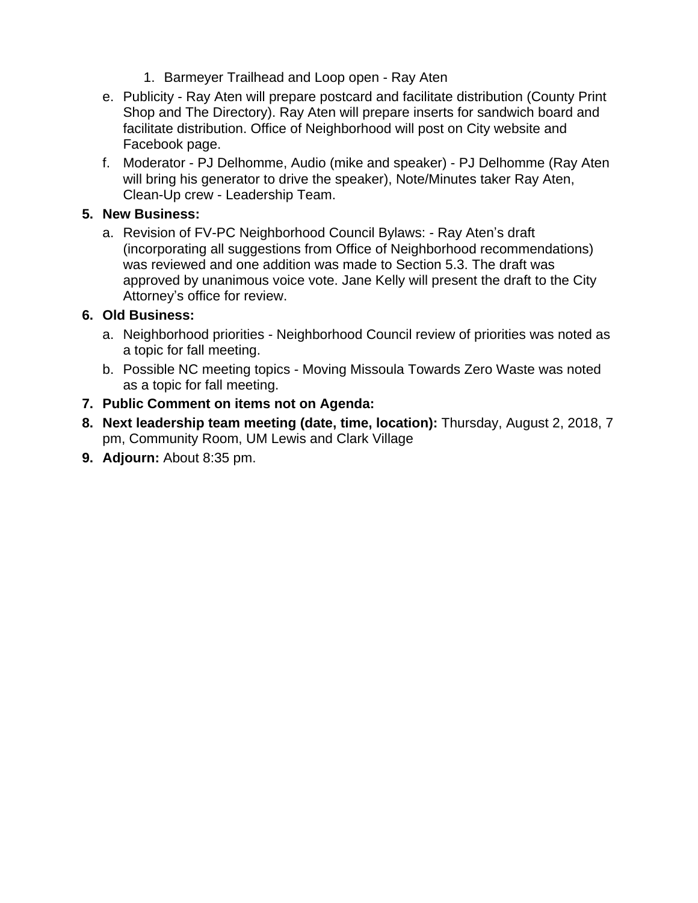1. Barmeyer Trailhead and Loop open - Ray Aten

e. Publicity - Ray Aten will prepare postcard and facilitate distribution (County Print Shop and The Directory). Ray Aten will prepare inserts for sandwich board and facilitate distribution. Office of Neighborhood will post on City website and Facebook page.

f. Moderator - PJ Delhomme, Audio (mike and speaker) - PJ Delhomme (Ray Aten will bring his generator to drive the speaker), Note/Minutes taker Ray Aten, Clean-Up crew - Leadership Team.

5. **New Business:**
   a. Revision of FV-PC Neighborhood Council Bylaws: - Ray Aten's draft (incorporating all suggestions from Office of Neighborhood recommendations) was reviewed and one addition was made to Section 5.3. The draft was approved by unanimous voice vote. Jane Kelly will present the draft to the City Attorney's office for review.
6. **Old Business:**
   a. Neighborhood priorities - Neighborhood Council review of priorities was noted as a topic for fall meeting.
   b. Possible NC meeting topics - Moving Missoula Towards Zero Waste was noted as a topic for fall meeting.
7. **Public Comment on items not on Agenda:**
8. **Next leadership team meeting (date, time, location):** Thursday, August 2, 2018, 7 pm, Community Room, UM Lewis and Clark Village
9. **Adjourn:** About 8:35 pm.